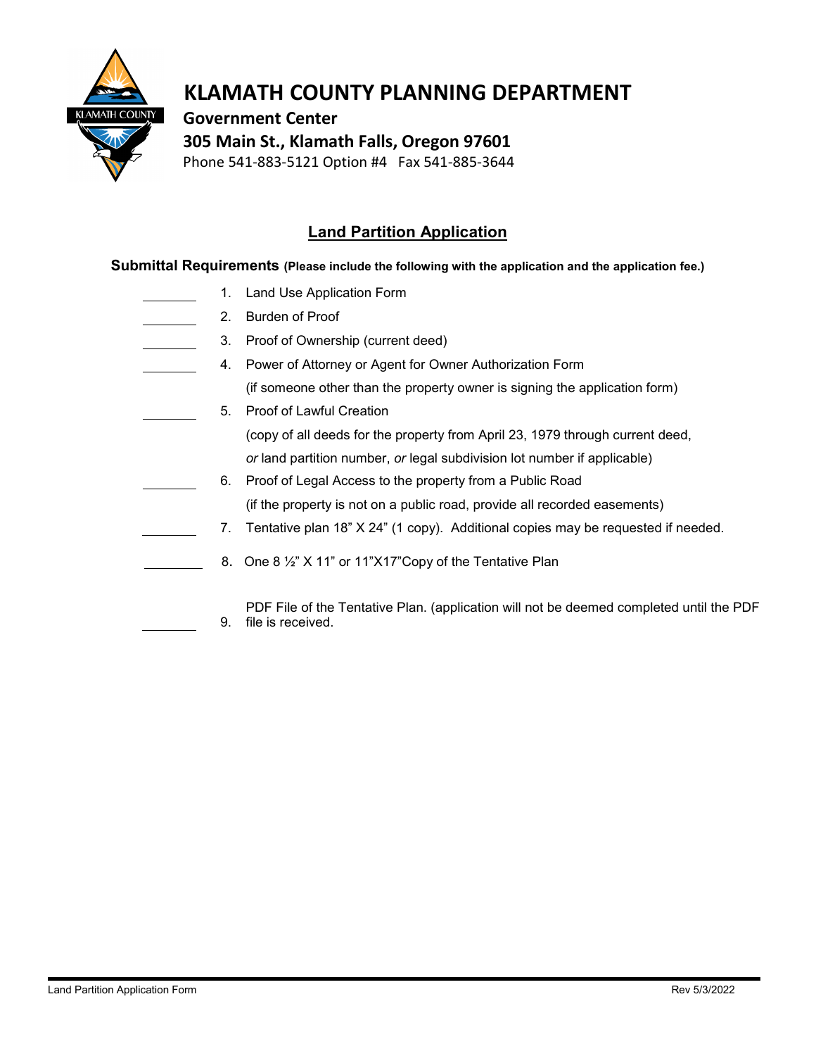# KLAMATH COUNTY PLANNING DEPARTMENT

**Government Center**

**305 Main St., Klamath Falls, Oregon 97601**

Phone 541-883-5121 Option #4 Fax 541-885-3644

## Land Partition Application

**Submittal Requirements (Please include the following with the application and the application fee.)**

_______ 1. Land Use Application Form

_______ 2. Burden of Proof

_______ 3. Proof of Ownership (current deed)

_______ 4. Power of Attorney or Agent for Owner Authorization Form
(if someone other than the property owner is signing the application form)

_______ 5. Proof of Lawful Creation
(copy of all deeds for the property from April 23, 1979 through current deed, *or* land partition number, *or* legal subdivision lot number if applicable)

_______ 6. Proof of Legal Access to the property from a Public Road
(if the property is not on a public road, provide all recorded easements)

_______ 7. Tentative plan 18" X 24" (1 copy). Additional copies may be requested if needed.

_______ 8. One 8 ½" X 11" or 11"X17"Copy of the Tentative Plan

_______ 9. PDF File of the Tentative Plan. (application will not be deemed completed until the PDF file is received.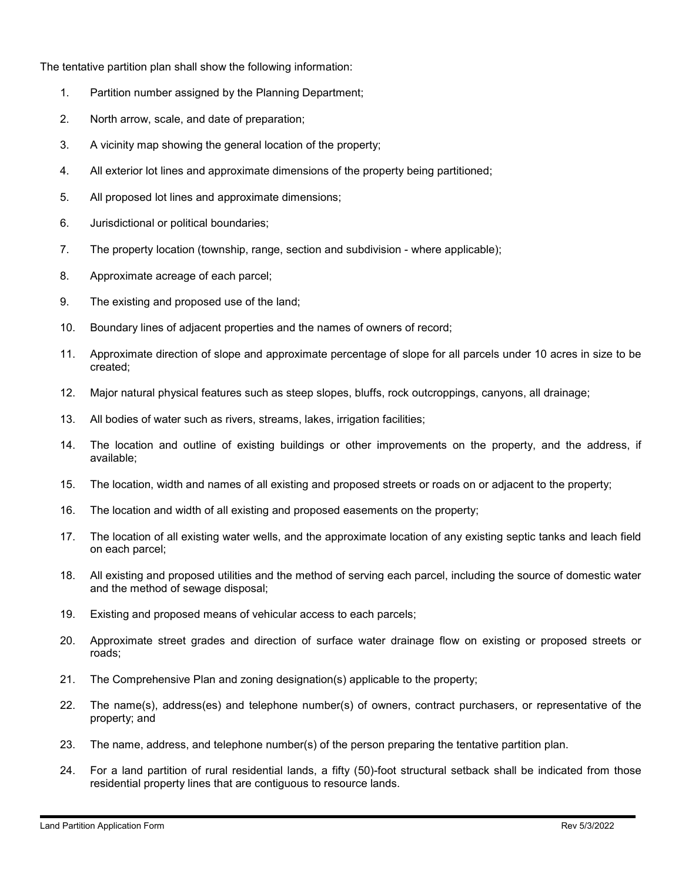The tentative partition plan shall show the following information:

1. Partition number assigned by the Planning Department;
2. North arrow, scale, and date of preparation;
3. A vicinity map showing the general location of the property;
4. All exterior lot lines and approximate dimensions of the property being partitioned;
5. All proposed lot lines and approximate dimensions;
6. Jurisdictional or political boundaries;
7. The property location (township, range, section and subdivision - where applicable);
8. Approximate acreage of each parcel;
9. The existing and proposed use of the land;
10. Boundary lines of adjacent properties and the names of owners of record;
11. Approximate direction of slope and approximate percentage of slope for all parcels under 10 acres in size to be created;
12. Major natural physical features such as steep slopes, bluffs, rock outcroppings, canyons, all drainage;
13. All bodies of water such as rivers, streams, lakes, irrigation facilities;
14. The location and outline of existing buildings or other improvements on the property, and the address, if available;
15. The location, width and names of all existing and proposed streets or roads on or adjacent to the property;
16. The location and width of all existing and proposed easements on the property;
17. The location of all existing water wells, and the approximate location of any existing septic tanks and leach field on each parcel;
18. All existing and proposed utilities and the method of serving each parcel, including the source of domestic water and the method of sewage disposal;
19. Existing and proposed means of vehicular access to each parcels;
20. Approximate street grades and direction of surface water drainage flow on existing or proposed streets or roads;
21. The Comprehensive Plan and zoning designation(s) applicable to the property;
22. The name(s), address(es) and telephone number(s) of owners, contract purchasers, or representative of the property; and
23. The name, address, and telephone number(s) of the person preparing the tentative partition plan.
24. For a land partition of rural residential lands, a fifty (50)-foot structural setback shall be indicated from those residential property lines that are contiguous to resource lands.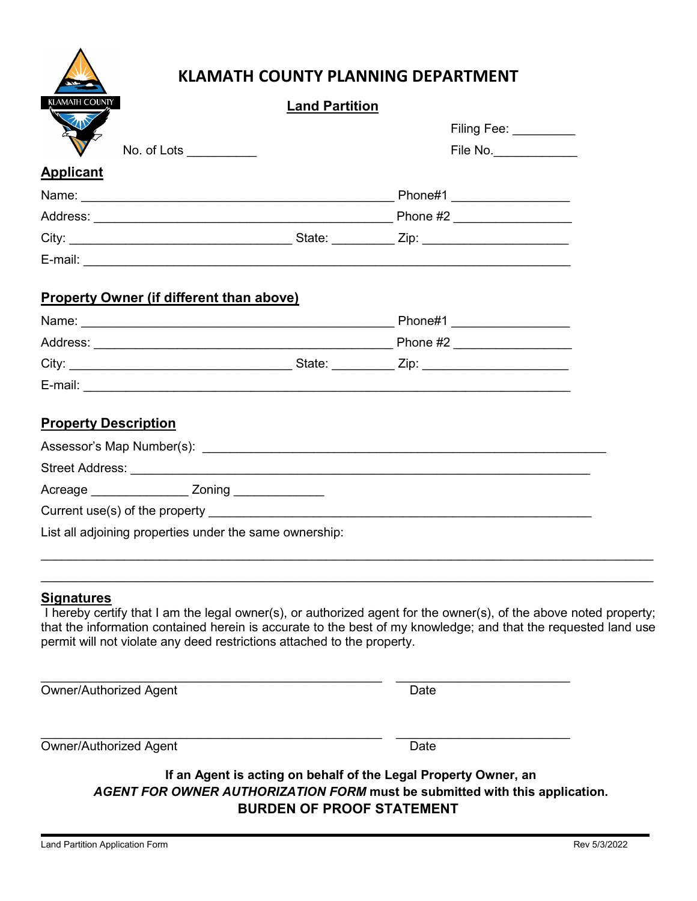# KLAMATH COUNTY PLANNING DEPARTMENT

## Land Partition

Filing Fee: _________

No. of Lots __________

File No.____________

### Applicant

Name: ______________________________________________ Phone#1 ________________

Address: ____________________________________________ Phone #2 ________________

City: ________________________________ State: _________ Zip: _____________________

E-mail: _________________________________________________________________________

### Property Owner (if different than above)

Name: ______________________________________________ Phone#1 ________________

Address: ____________________________________________ Phone #2 ________________

City: ________________________________ State: _________ Zip: _____________________

E-mail: _________________________________________________________________________

### Property Description

Assessor's Map Number(s): ____________________________________________________________

Street Address: ______________________________________________________________________

Acreage ______________ Zoning _____________

Current use(s) of the property ________________________________________________________

List all adjoining properties under the same ownership:

________________________________________________________________________________________

________________________________________________________________________________________

### Signatures

I hereby certify that I am the legal owner(s), or authorized agent for the owner(s), of the above noted property; that the information contained herein is accurate to the best of my knowledge; and that the requested land use permit will not violate any deed restrictions attached to the property.

___________________________________________________ _________________________

Owner/Authorized Agent Date

___________________________________________________ _________________________

Owner/Authorized Agent Date

**If an Agent is acting on behalf of the Legal Property Owner, an *AGENT FOR OWNER AUTHORIZATION FORM* must be submitted with this application.**

**BURDEN OF PROOF STATEMENT**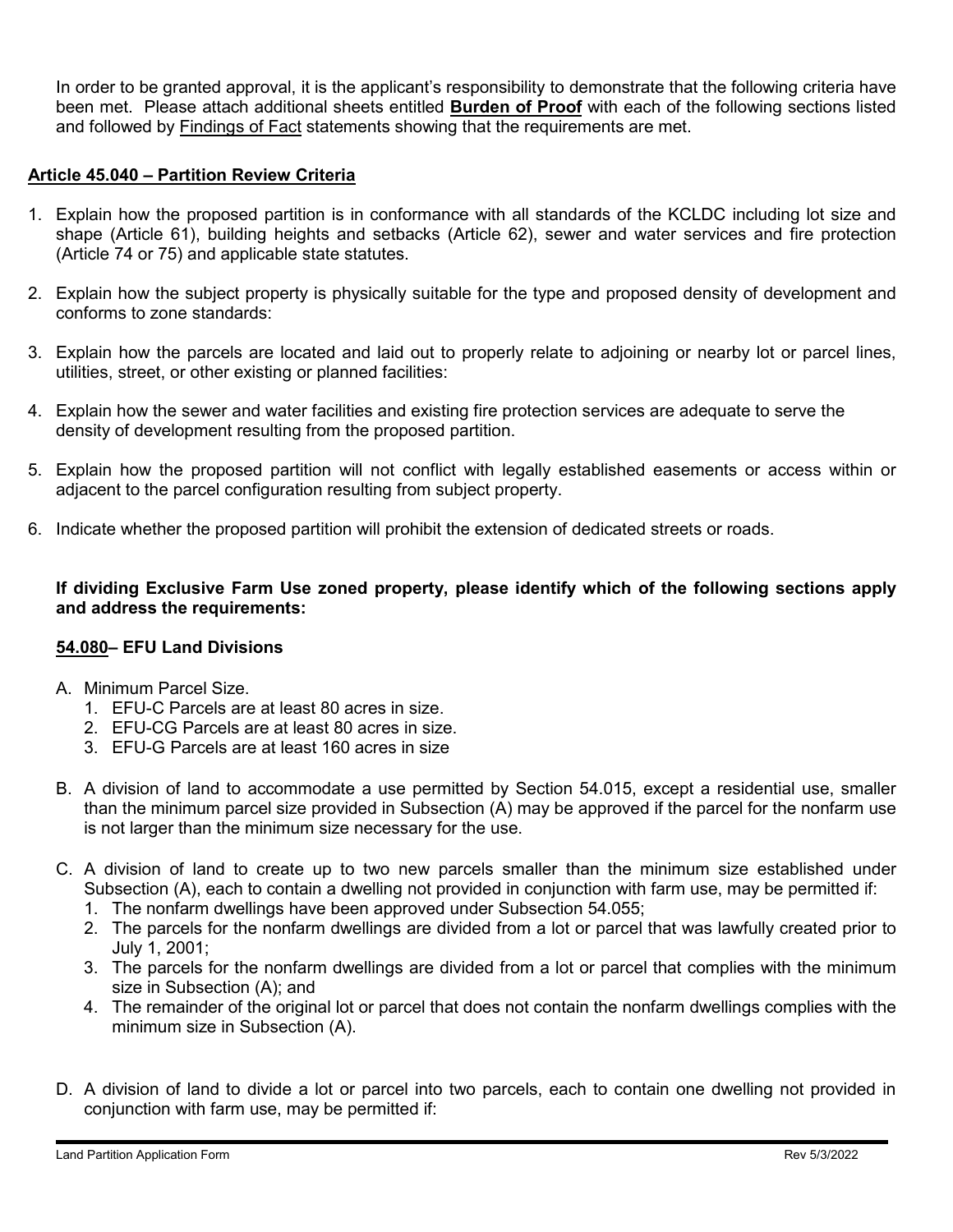In order to be granted approval, it is the applicant's responsibility to demonstrate that the following criteria have been met. Please attach additional sheets entitled **Burden of Proof** with each of the following sections listed and followed by Findings of Fact statements showing that the requirements are met.

**Article 45.040 – Partition Review Criteria**

1. Explain how the proposed partition is in conformance with all standards of the KCLDC including lot size and shape (Article 61), building heights and setbacks (Article 62), sewer and water services and fire protection (Article 74 or 75) and applicable state statutes.
2. Explain how the subject property is physically suitable for the type and proposed density of development and conforms to zone standards:
3. Explain how the parcels are located and laid out to properly relate to adjoining or nearby lot or parcel lines, utilities, street, or other existing or planned facilities:
4. Explain how the sewer and water facilities and existing fire protection services are adequate to serve the density of development resulting from the proposed partition.
5. Explain how the proposed partition will not conflict with legally established easements or access within or adjacent to the parcel configuration resulting from subject property.
6. Indicate whether the proposed partition will prohibit the extension of dedicated streets or roads.

**If dividing Exclusive Farm Use zoned property, please identify which of the following sections apply and address the requirements:**

**54.080– EFU Land Divisions**

A. Minimum Parcel Size.
   1. EFU-C Parcels are at least 80 acres in size.
   2. EFU-CG Parcels are at least 80 acres in size.
   3. EFU-G Parcels are at least 160 acres in size

B. A division of land to accommodate a use permitted by Section 54.015, except a residential use, smaller than the minimum parcel size provided in Subsection (A) may be approved if the parcel for the nonfarm use is not larger than the minimum size necessary for the use.

C. A division of land to create up to two new parcels smaller than the minimum size established under Subsection (A), each to contain a dwelling not provided in conjunction with farm use, may be permitted if:
   1. The nonfarm dwellings have been approved under Subsection 54.055;
   2. The parcels for the nonfarm dwellings are divided from a lot or parcel that was lawfully created prior to July 1, 2001;
   3. The parcels for the nonfarm dwellings are divided from a lot or parcel that complies with the minimum size in Subsection (A); and
   4. The remainder of the original lot or parcel that does not contain the nonfarm dwellings complies with the minimum size in Subsection (A).

D. A division of land to divide a lot or parcel into two parcels, each to contain one dwelling not provided in conjunction with farm use, may be permitted if: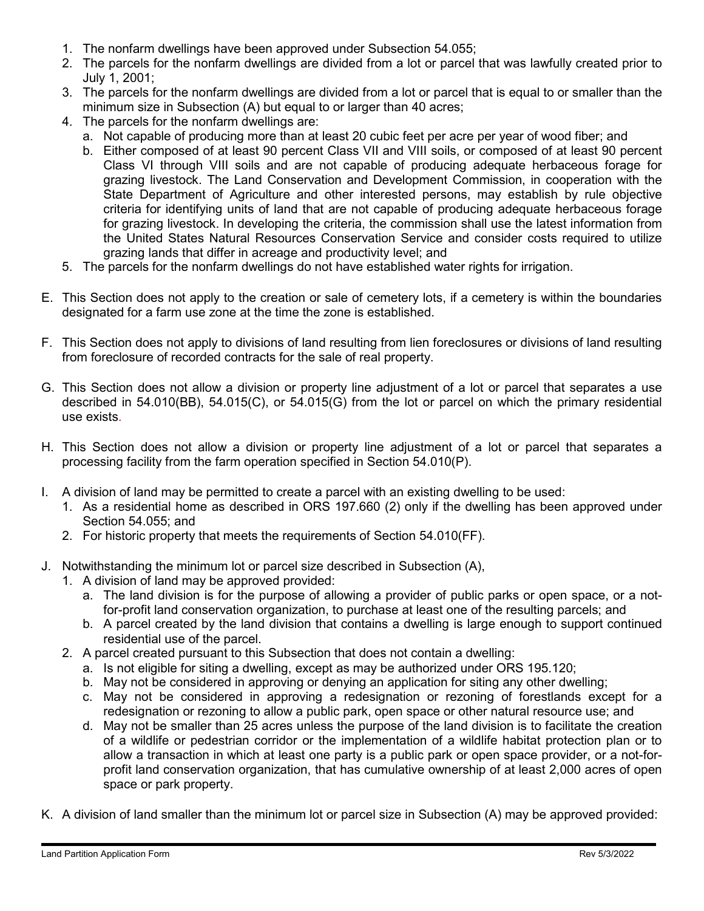1. The nonfarm dwellings have been approved under Subsection 54.055;
2. The parcels for the nonfarm dwellings are divided from a lot or parcel that was lawfully created prior to July 1, 2001;
3. The parcels for the nonfarm dwellings are divided from a lot or parcel that is equal to or smaller than the minimum size in Subsection (A) but equal to or larger than 40 acres;
4. The parcels for the nonfarm dwellings are:
   a. Not capable of producing more than at least 20 cubic feet per acre per year of wood fiber; and
   b. Either composed of at least 90 percent Class VII and VIII soils, or composed of at least 90 percent Class VI through VIII soils and are not capable of producing adequate herbaceous forage for grazing livestock. The Land Conservation and Development Commission, in cooperation with the State Department of Agriculture and other interested persons, may establish by rule objective criteria for identifying units of land that are not capable of producing adequate herbaceous forage for grazing livestock. In developing the criteria, the commission shall use the latest information from the United States Natural Resources Conservation Service and consider costs required to utilize grazing lands that differ in acreage and productivity level; and
5. The parcels for the nonfarm dwellings do not have established water rights for irrigation.

E. This Section does not apply to the creation or sale of cemetery lots, if a cemetery is within the boundaries designated for a farm use zone at the time the zone is established.

F. This Section does not apply to divisions of land resulting from lien foreclosures or divisions of land resulting from foreclosure of recorded contracts for the sale of real property.

G. This Section does not allow a division or property line adjustment of a lot or parcel that separates a use described in 54.010(BB), 54.015(C), or 54.015(G) from the lot or parcel on which the primary residential use exists.

H. This Section does not allow a division or property line adjustment of a lot or parcel that separates a processing facility from the farm operation specified in Section 54.010(P).

I. A division of land may be permitted to create a parcel with an existing dwelling to be used:
   1. As a residential home as described in ORS 197.660 (2) only if the dwelling has been approved under Section 54.055; and
   2. For historic property that meets the requirements of Section 54.010(FF).

J. Notwithstanding the minimum lot or parcel size described in Subsection (A),
   1. A division of land may be approved provided:
      a. The land division is for the purpose of allowing a provider of public parks or open space, or a not-for-profit land conservation organization, to purchase at least one of the resulting parcels; and
      b. A parcel created by the land division that contains a dwelling is large enough to support continued residential use of the parcel.
   2. A parcel created pursuant to this Subsection that does not contain a dwelling:
      a. Is not eligible for siting a dwelling, except as may be authorized under ORS 195.120;
      b. May not be considered in approving or denying an application for siting any other dwelling;
      c. May not be considered in approving a redesignation or rezoning of forestlands except for a redesignation or rezoning to allow a public park, open space or other natural resource use; and
      d. May not be smaller than 25 acres unless the purpose of the land division is to facilitate the creation of a wildlife or pedestrian corridor or the implementation of a wildlife habitat protection plan or to allow a transaction in which at least one party is a public park or open space provider, or a not-for-profit land conservation organization, that has cumulative ownership of at least 2,000 acres of open space or park property.

K. A division of land smaller than the minimum lot or parcel size in Subsection (A) may be approved provided: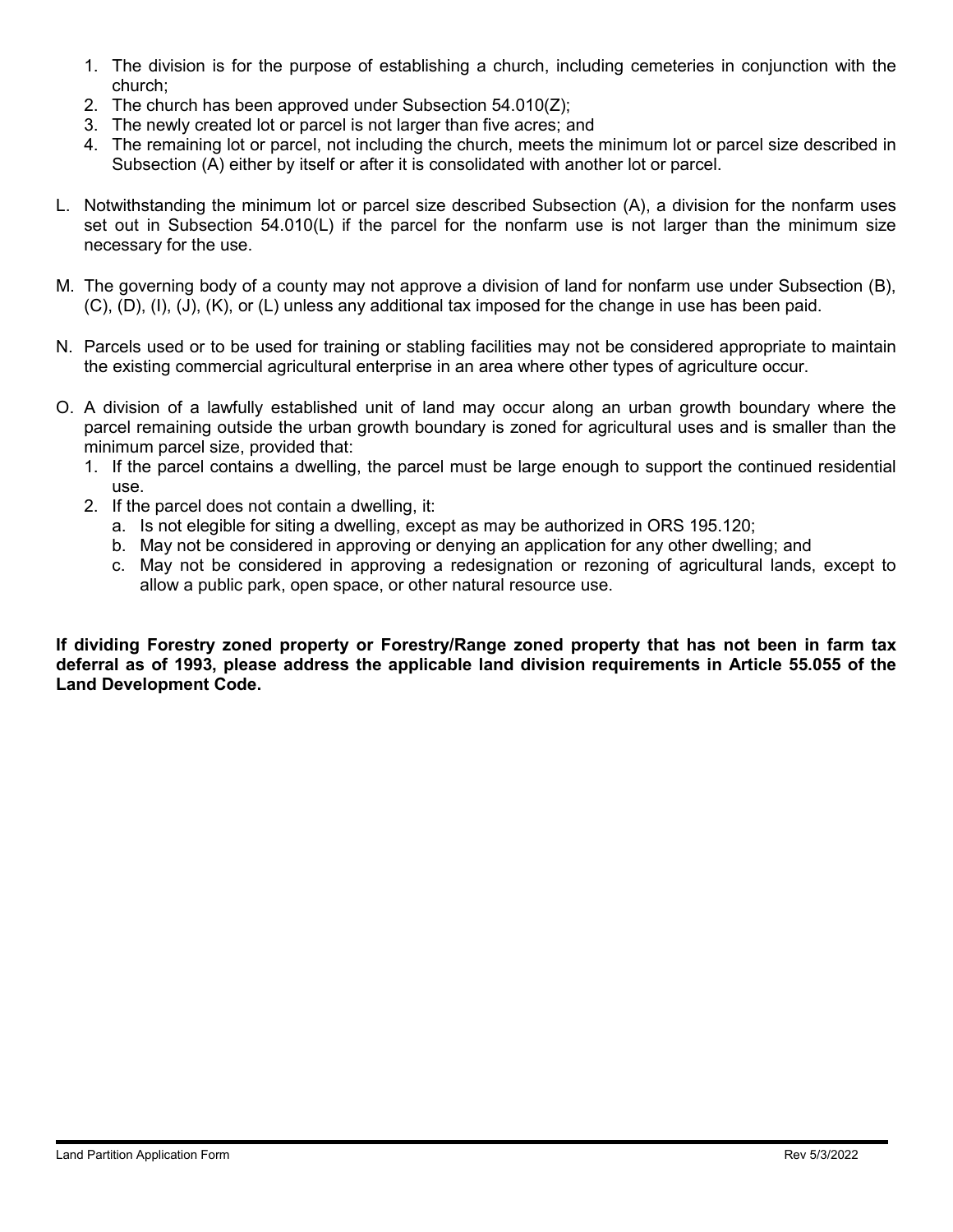1. The division is for the purpose of establishing a church, including cemeteries in conjunction with the church;
2. The church has been approved under Subsection 54.010(Z);
3. The newly created lot or parcel is not larger than five acres; and
4. The remaining lot or parcel, not including the church, meets the minimum lot or parcel size described in Subsection (A) either by itself or after it is consolidated with another lot or parcel.

L. Notwithstanding the minimum lot or parcel size described Subsection (A), a division for the nonfarm uses set out in Subsection 54.010(L) if the parcel for the nonfarm use is not larger than the minimum size necessary for the use.

M. The governing body of a county may not approve a division of land for nonfarm use under Subsection (B), (C), (D), (I), (J), (K), or (L) unless any additional tax imposed for the change in use has been paid.

N. Parcels used or to be used for training or stabling facilities may not be considered appropriate to maintain the existing commercial agricultural enterprise in an area where other types of agriculture occur.

O. A division of a lawfully established unit of land may occur along an urban growth boundary where the parcel remaining outside the urban growth boundary is zoned for agricultural uses and is smaller than the minimum parcel size, provided that:
   1. If the parcel contains a dwelling, the parcel must be large enough to support the continued residential use.
   2. If the parcel does not contain a dwelling, it:
      a. Is not elegible for siting a dwelling, except as may be authorized in ORS 195.120;
      b. May not be considered in approving or denying an application for any other dwelling; and
      c. May not be considered in approving a redesignation or rezoning of agricultural lands, except to allow a public park, open space, or other natural resource use.

**If dividing Forestry zoned property or Forestry/Range zoned property that has not been in farm tax deferral as of 1993, please address the applicable land division requirements in Article 55.055 of the Land Development Code.**